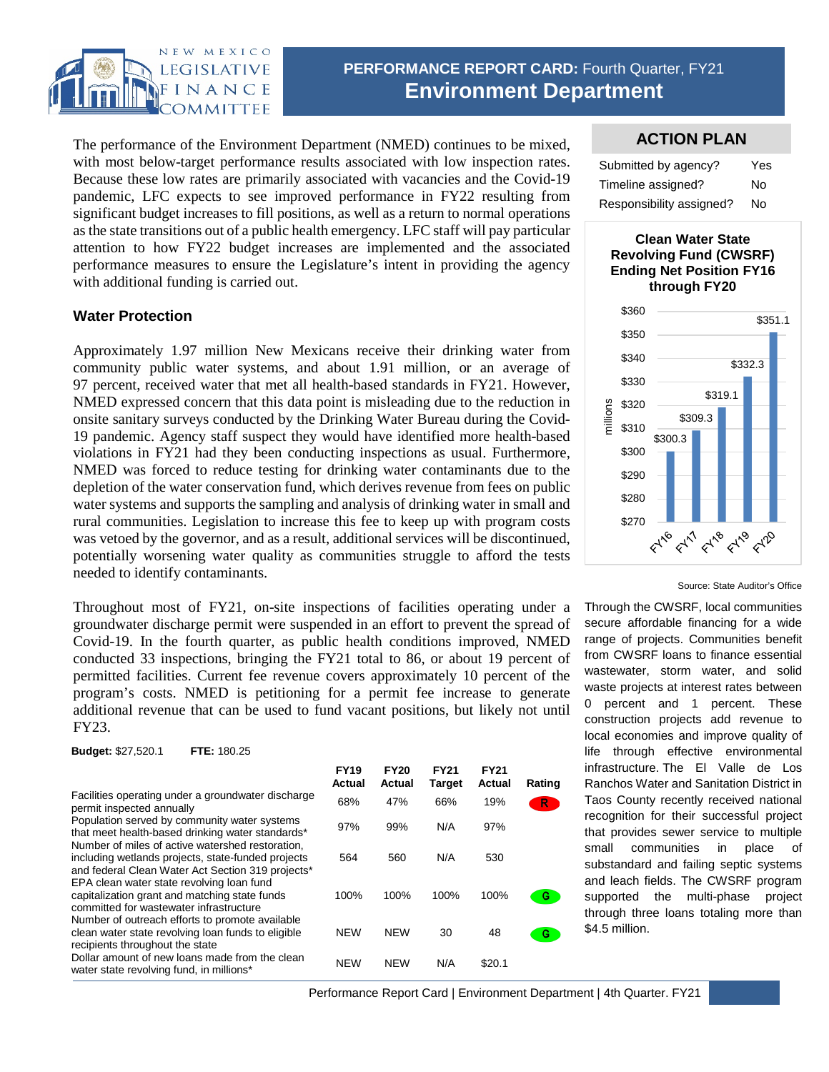# PERFORMANCE REPORT CARD: Fourth Quarter, FY21

## Environment Department

The performance of the Environment Department (NMED) continues to be mixed, with most below-target performance results associated with low inspection rates. Because these low rates are primarily associated with vacancies and the Covid-19 pandemic, LFC expects to see improved performance in FY22 resulting from significant budget increases to fill positions, as well as a return to normal operations as the state transitions out of a public health emergency. LFC staff will pay particular attention to how FY22 budget increases are implemented and the associated performance measures to ensure the Legislature's intent in providing the agency with additional funding is carried out.

### ACTION PLAN

| | |
|---|---|
| Submitted by agency? | Yes |
| Timeline assigned? | No |
| Responsibility assigned? | No |

### Water Protection

Approximately 1.97 million New Mexicans receive their drinking water from community public water systems, and about 1.91 million, or an average of 97 percent, received water that met all health-based standards in FY21. However, NMED expressed concern that this data point is misleading due to the reduction in onsite sanitary surveys conducted by the Drinking Water Bureau during the Covid-19 pandemic. Agency staff suspect they would have identified more health-based violations in FY21 had they been conducting inspections as usual. Furthermore, NMED was forced to reduce testing for drinking water contaminants due to the depletion of the water conservation fund, which derives revenue from fees on public water systems and supports the sampling and analysis of drinking water in small and rural communities. Legislation to increase this fee to keep up with program costs was vetoed by the governor, and as a result, additional services will be discontinued, potentially worsening water quality as communities struggle to afford the tests needed to identify contaminants.

**Clean Water State Revolving Fund (CWSRF) Ending Net Position FY16 through FY20**

| Fiscal Year | Net Position (millions) |
|---|---|
| FY16 | $300.3 |
| FY17 | $309.3 |
| FY18 | $319.1 |
| FY19 | $332.3 |
| FY20 | $351.1 |

Source: State Auditor's Office

Throughout most of FY21, on-site inspections of facilities operating under a groundwater discharge permit were suspended in an effort to prevent the spread of Covid-19. In the fourth quarter, as public health conditions improved, NMED conducted 33 inspections, bringing the FY21 total to 86, or about 19 percent of permitted facilities. Current fee revenue covers approximately 10 percent of the program's costs. NMED is petitioning for a permit fee increase to generate additional revenue that can be used to fund vacant positions, but likely not until FY23.

Through the CWSRF, local communities secure affordable financing for a wide range of projects. Communities benefit from CWSRF loans to finance essential wastewater, storm water, and solid waste projects at interest rates between 0 percent and 1 percent. These construction projects add revenue to local economies and improve quality of life through effective environmental infrastructure. The El Valle de Los Ranchos Water and Sanitation District in Taos County recently received national recognition for their successful project that provides sewer service to multiple small communities in place of substandard and failing septic systems and leach fields. The CWSRF program supported the multi-phase project through three loans totaling more than $4.5 million.

**Budget:** $27,520.1 **FTE:** 180.25

| | FY19 Actual | FY20 Actual | FY21 Target | FY21 Actual | Rating |
|---|---|---|---|---|---|
| Facilities operating under a groundwater discharge permit inspected annually | 68% | 47% | 66% | 19% | R |
| Population served by community water systems that meet health-based drinking water standards* | 97% | 99% | N/A | 97% | |
| Number of miles of active watershed restoration, including wetlands projects, state-funded projects and federal Clean Water Act Section 319 projects* | 564 | 560 | N/A | 530 | |
| EPA clean water state revolving loan fund capitalization grant and matching state funds committed for wastewater infrastructure | 100% | 100% | 100% | 100% | G |
| Number of outreach efforts to promote available clean water state revolving loan funds to eligible recipients throughout the state | NEW | NEW | 30 | 48 | G |
| Dollar amount of new loans made from the clean water state revolving fund, in millions* | NEW | NEW | N/A | $20.1 | |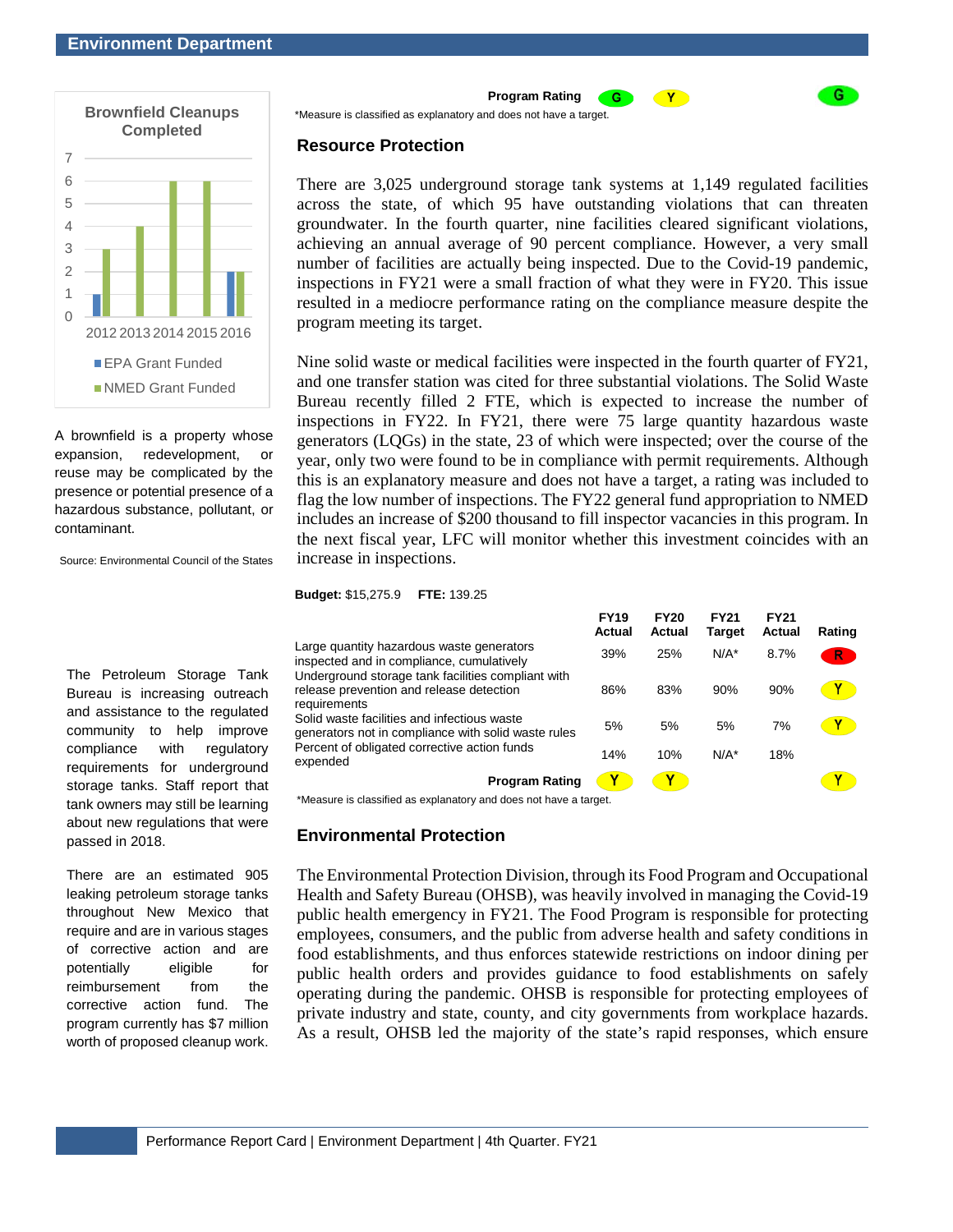**Brownfield Cleanups Completed**

| Year | EPA Grant Funded | NMED Grant Funded |
|---|---|---|
| 2012 | 1 | 3 |
| 2013 | | 4 |
| 2014 | | 6 |
| 2015 | | 6 |
| 2016 | 2 | 2 |

A brownfield is a property whose expansion, redevelopment, or reuse may be complicated by the presence or potential presence of a hazardous substance, pollutant, or contaminant.

Source: Environmental Council of the States

| | | | | | |
|---|---|---|---|---|---|
| **Program Rating** | G | Y | | | G |

*Measure is classified as explanatory and does not have a target.

## Resource Protection

There are 3,025 underground storage tank systems at 1,149 regulated facilities across the state, of which 95 have outstanding violations that can threaten groundwater. In the fourth quarter, nine facilities cleared significant violations, achieving an annual average of 90 percent compliance. However, a very small number of facilities are actually being inspected. Due to the Covid-19 pandemic, inspections in FY21 were a small fraction of what they were in FY20. This issue resulted in a mediocre performance rating on the compliance measure despite the program meeting its target.

Nine solid waste or medical facilities were inspected in the fourth quarter of FY21, and one transfer station was cited for three substantial violations. The Solid Waste Bureau recently filled 2 FTE, which is expected to increase the number of inspections in FY22. In FY21, there were 75 large quantity hazardous waste generators (LQGs) in the state, 23 of which were inspected; over the course of the year, only two were found to be in compliance with permit requirements. Although this is an explanatory measure and does not have a target, a rating was included to flag the low number of inspections. The FY22 general fund appropriation to NMED includes an increase of $200 thousand to fill inspector vacancies in this program. In the next fiscal year, LFC will monitor whether this investment coincides with an increase in inspections.

The Petroleum Storage Tank Bureau is increasing outreach and assistance to the regulated community to help improve compliance with regulatory requirements for underground storage tanks. Staff report that tank owners may still be learning about new regulations that were passed in 2018.

There are an estimated 905 leaking petroleum storage tanks throughout New Mexico that require and are in various stages of corrective action and are potentially eligible for reimbursement from the corrective action fund. The program currently has $7 million worth of proposed cleanup work.

**Budget:** $15,275.9 **FTE:** 139.25

| | FY19 Actual | FY20 Actual | FY21 Target | FY21 Actual | Rating |
|---|---|---|---|---|---|
| Large quantity hazardous waste generators inspected and in compliance, cumulatively | 39% | 25% | N/A* | 8.7% | R |
| Underground storage tank facilities compliant with release prevention and release detection requirements | 86% | 83% | 90% | 90% | Y |
| Solid waste facilities and infectious waste generators not in compliance with solid waste rules | 5% | 5% | 5% | 7% | Y |
| Percent of obligated corrective action funds expended | 14% | 10% | N/A* | 18% | |
| **Program Rating** | Y | Y | | | Y |

*Measure is classified as explanatory and does not have a target.

## Environmental Protection

The Environmental Protection Division, through its Food Program and Occupational Health and Safety Bureau (OHSB), was heavily involved in managing the Covid-19 public health emergency in FY21. The Food Program is responsible for protecting employees, consumers, and the public from adverse health and safety conditions in food establishments, and thus enforces statewide restrictions on indoor dining per public health orders and provides guidance to food establishments on safely operating during the pandemic. OHSB is responsible for protecting employees of private industry and state, county, and city governments from workplace hazards. As a result, OHSB led the majority of the state's rapid responses, which ensure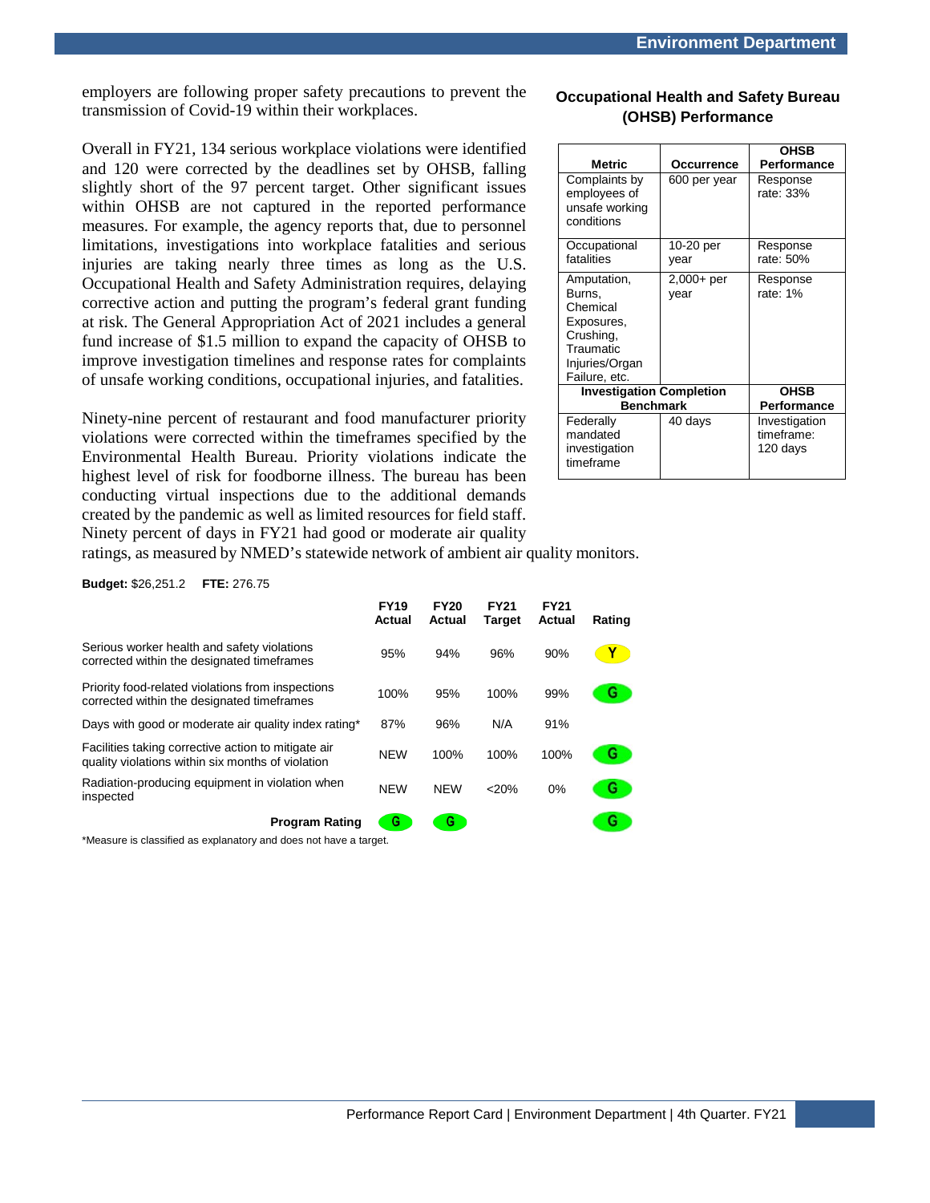employers are following proper safety precautions to prevent the transmission of Covid-19 within their workplaces.

Overall in FY21, 134 serious workplace violations were identified and 120 were corrected by the deadlines set by OHSB, falling slightly short of the 97 percent target. Other significant issues within OHSB are not captured in the reported performance measures. For example, the agency reports that, due to personnel limitations, investigations into workplace fatalities and serious injuries are taking nearly three times as long as the U.S. Occupational Health and Safety Administration requires, delaying corrective action and putting the program's federal grant funding at risk. The General Appropriation Act of 2021 includes a general fund increase of $1.5 million to expand the capacity of OHSB to improve investigation timelines and response rates for complaints of unsafe working conditions, occupational injuries, and fatalities.

**Occupational Health and Safety Bureau (OHSB) Performance**

| Metric | Occurrence | OHSB Performance |
|---|---|---|
| Complaints by employees of unsafe working conditions | 600 per year | Response rate: 33% |
| Occupational fatalities | 10-20 per year | Response rate: 50% |
| Amputation, Burns, Chemical Exposures, Crushing, Traumatic Injuries/Organ Failure, etc. | 2,000+ per year | Response rate: 1% |
| **Investigation Completion Benchmark** | | **OHSB Performance** |
| Federally mandated investigation timeframe | 40 days | Investigation timeframe: 120 days |

Ninety-nine percent of restaurant and food manufacturer priority violations were corrected within the timeframes specified by the Environmental Health Bureau. Priority violations indicate the highest level of risk for foodborne illness. The bureau has been conducting virtual inspections due to the additional demands created by the pandemic as well as limited resources for field staff. Ninety percent of days in FY21 had good or moderate air quality ratings, as measured by NMED's statewide network of ambient air quality monitors.

**Budget:** $26,251.2 **FTE:** 276.75

| | FY19 Actual | FY20 Actual | FY21 Target | FY21 Actual | Rating |
|---|---|---|---|---|---|
| Serious worker health and safety violations corrected within the designated timeframes | 95% | 94% | 96% | 90% | Y |
| Priority food-related violations from inspections corrected within the designated timeframes | 100% | 95% | 100% | 99% | G |
| Days with good or moderate air quality index rating* | 87% | 96% | N/A | 91% | |
| Facilities taking corrective action to mitigate air quality violations within six months of violation | NEW | 100% | 100% | 100% | G |
| Radiation-producing equipment in violation when inspected | NEW | NEW | <20% | 0% | G |
| **Program Rating** | G | G | | | G |

*Measure is classified as explanatory and does not have a target.